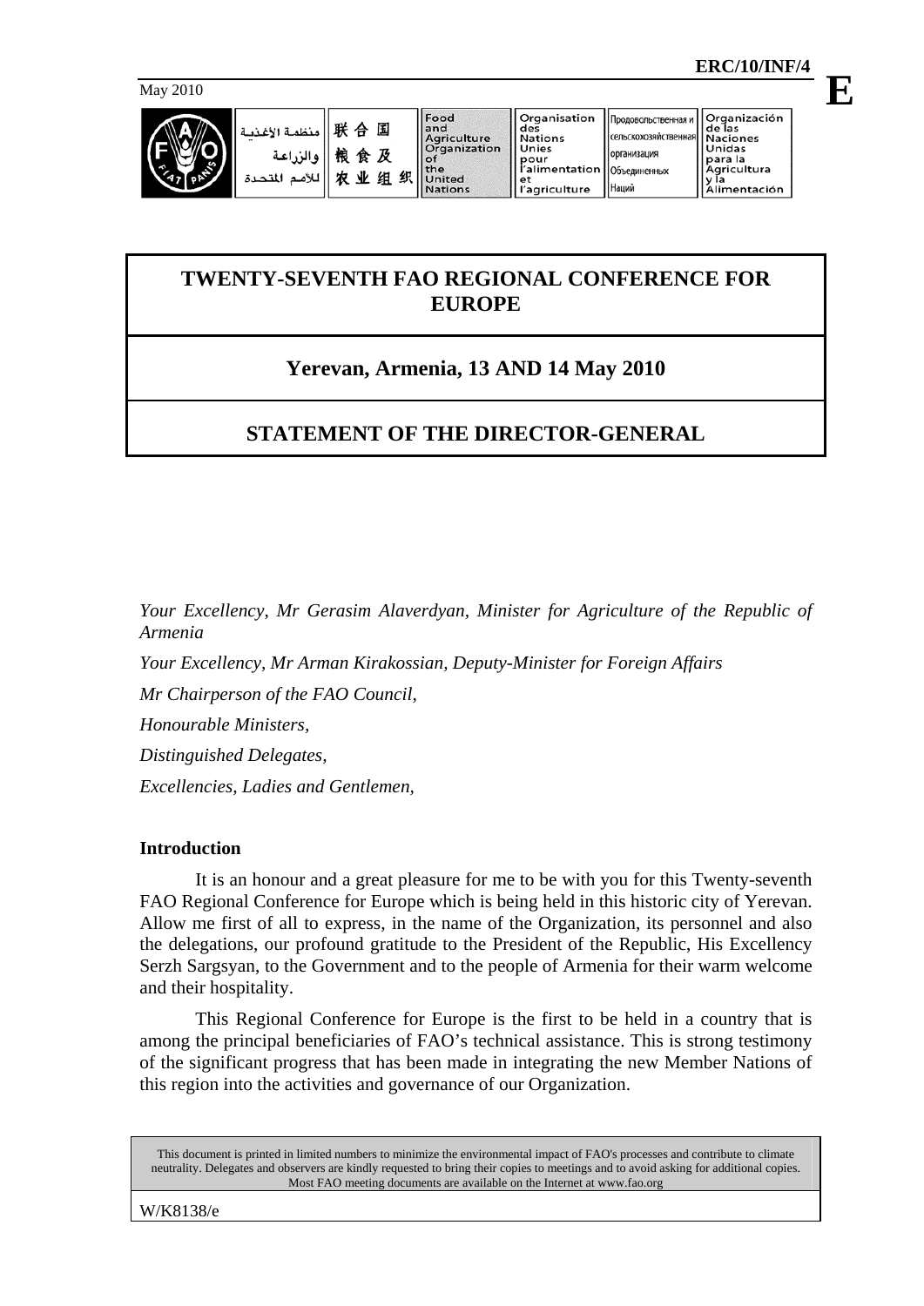ERC/10/INF/4

May 2010

# TWENTY-SEVENTH FAO REGIONAL CONFERENCE FOR EUROPE

## Yerevan, Armenia, 13 AND 14 May 2010

## STATEMENT OF THE DIRECTOR-GENERAL

*Your Excellency, Mr Gerasim Alaverdyan, Minister for Agriculture of the Republic of Armenia*

*Your Excellency, Mr Arman Kirakossian, Deputy-Minister for Foreign Affairs*

*Mr Chairperson of the FAO Council,*

*Honourable Ministers,*

*Distinguished Delegates,*

*Excellencies, Ladies and Gentlemen,*

### Introduction

It is an honour and a great pleasure for me to be with you for this Twenty-seventh FAO Regional Conference for Europe which is being held in this historic city of Yerevan. Allow me first of all to express, in the name of the Organization, its personnel and also the delegations, our profound gratitude to the President of the Republic, His Excellency Serzh Sargsyan, to the Government and to the people of Armenia for their warm welcome and their hospitality.

This Regional Conference for Europe is the first to be held in a country that is among the principal beneficiaries of FAO's technical assistance. This is strong testimony of the significant progress that has been made in integrating the new Member Nations of this region into the activities and governance of our Organization.

This document is printed in limited numbers to minimize the environmental impact of FAO's processes and contribute to climate neutrality. Delegates and observers are kindly requested to bring their copies to meetings and to avoid asking for additional copies. Most FAO meeting documents are available on the Internet at www.fao.org

W/K8138/e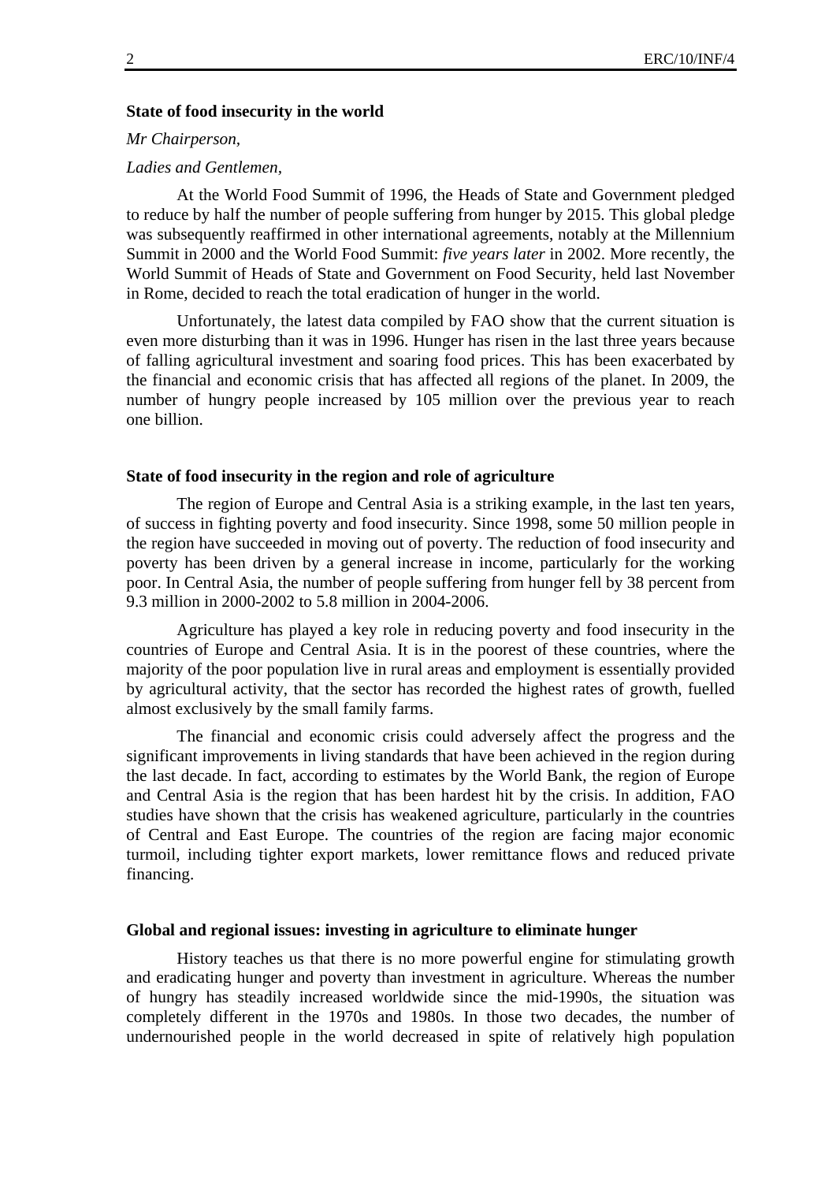## State of food insecurity in the world

*Mr Chairperson,*

*Ladies and Gentlemen,*

At the World Food Summit of 1996, the Heads of State and Government pledged to reduce by half the number of people suffering from hunger by 2015. This global pledge was subsequently reaffirmed in other international agreements, notably at the Millennium Summit in 2000 and the World Food Summit: *five years later* in 2002. More recently, the World Summit of Heads of State and Government on Food Security, held last November in Rome, decided to reach the total eradication of hunger in the world.

Unfortunately, the latest data compiled by FAO show that the current situation is even more disturbing than it was in 1996. Hunger has risen in the last three years because of falling agricultural investment and soaring food prices. This has been exacerbated by the financial and economic crisis that has affected all regions of the planet. In 2009, the number of hungry people increased by 105 million over the previous year to reach one billion.

## State of food insecurity in the region and role of agriculture

The region of Europe and Central Asia is a striking example, in the last ten years, of success in fighting poverty and food insecurity. Since 1998, some 50 million people in the region have succeeded in moving out of poverty. The reduction of food insecurity and poverty has been driven by a general increase in income, particularly for the working poor. In Central Asia, the number of people suffering from hunger fell by 38 percent from 9.3 million in 2000-2002 to 5.8 million in 2004-2006.

Agriculture has played a key role in reducing poverty and food insecurity in the countries of Europe and Central Asia. It is in the poorest of these countries, where the majority of the poor population live in rural areas and employment is essentially provided by agricultural activity, that the sector has recorded the highest rates of growth, fuelled almost exclusively by the small family farms.

The financial and economic crisis could adversely affect the progress and the significant improvements in living standards that have been achieved in the region during the last decade. In fact, according to estimates by the World Bank, the region of Europe and Central Asia is the region that has been hardest hit by the crisis. In addition, FAO studies have shown that the crisis has weakened agriculture, particularly in the countries of Central and East Europe. The countries of the region are facing major economic turmoil, including tighter export markets, lower remittance flows and reduced private financing.

## Global and regional issues: investing in agriculture to eliminate hunger

History teaches us that there is no more powerful engine for stimulating growth and eradicating hunger and poverty than investment in agriculture. Whereas the number of hungry has steadily increased worldwide since the mid-1990s, the situation was completely different in the 1970s and 1980s. In those two decades, the number of undernourished people in the world decreased in spite of relatively high population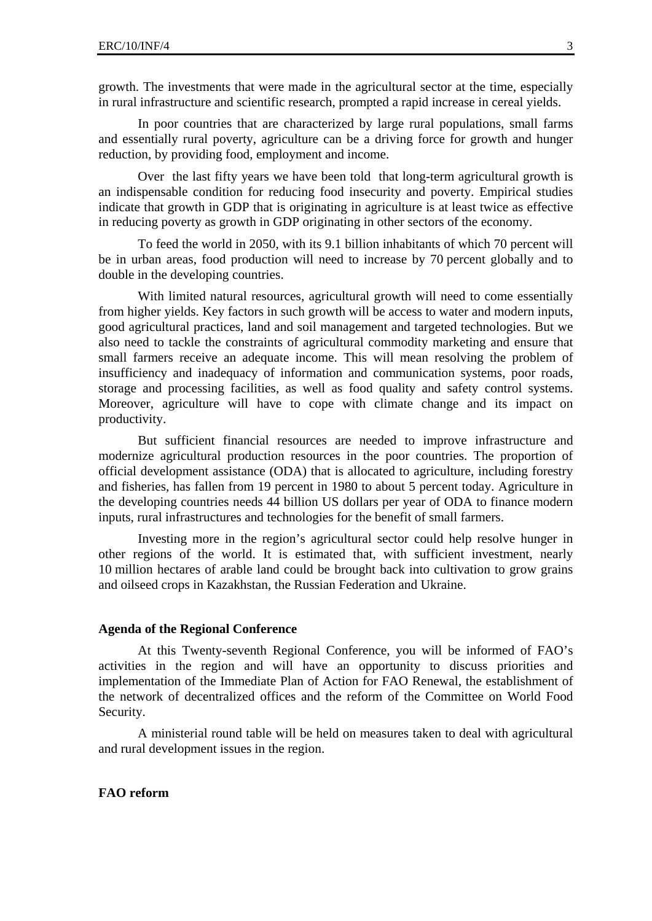growth. The investments that were made in the agricultural sector at the time, especially in rural infrastructure and scientific research, prompted a rapid increase in cereal yields.

In poor countries that are characterized by large rural populations, small farms and essentially rural poverty, agriculture can be a driving force for growth and hunger reduction, by providing food, employment and income.

Over the last fifty years we have been told that long-term agricultural growth is an indispensable condition for reducing food insecurity and poverty. Empirical studies indicate that growth in GDP that is originating in agriculture is at least twice as effective in reducing poverty as growth in GDP originating in other sectors of the economy.

To feed the world in 2050, with its 9.1 billion inhabitants of which 70 percent will be in urban areas, food production will need to increase by 70 percent globally and to double in the developing countries.

With limited natural resources, agricultural growth will need to come essentially from higher yields. Key factors in such growth will be access to water and modern inputs, good agricultural practices, land and soil management and targeted technologies. But we also need to tackle the constraints of agricultural commodity marketing and ensure that small farmers receive an adequate income. This will mean resolving the problem of insufficiency and inadequacy of information and communication systems, poor roads, storage and processing facilities, as well as food quality and safety control systems. Moreover, agriculture will have to cope with climate change and its impact on productivity.

But sufficient financial resources are needed to improve infrastructure and modernize agricultural production resources in the poor countries. The proportion of official development assistance (ODA) that is allocated to agriculture, including forestry and fisheries, has fallen from 19 percent in 1980 to about 5 percent today. Agriculture in the developing countries needs 44 billion US dollars per year of ODA to finance modern inputs, rural infrastructures and technologies for the benefit of small farmers.

Investing more in the region's agricultural sector could help resolve hunger in other regions of the world. It is estimated that, with sufficient investment, nearly 10 million hectares of arable land could be brought back into cultivation to grow grains and oilseed crops in Kazakhstan, the Russian Federation and Ukraine.

**Agenda of the Regional Conference**

At this Twenty-seventh Regional Conference, you will be informed of FAO's activities in the region and will have an opportunity to discuss priorities and implementation of the Immediate Plan of Action for FAO Renewal, the establishment of the network of decentralized offices and the reform of the Committee on World Food Security.

A ministerial round table will be held on measures taken to deal with agricultural and rural development issues in the region.

**FAO reform**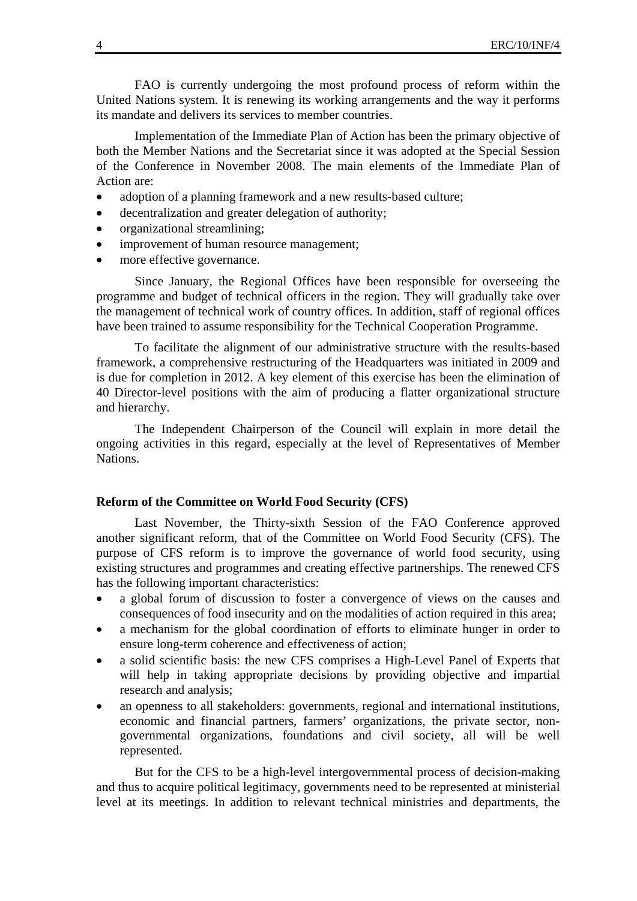FAO is currently undergoing the most profound process of reform within the United Nations system. It is renewing its working arrangements and the way it performs its mandate and delivers its services to member countries.

Implementation of the Immediate Plan of Action has been the primary objective of both the Member Nations and the Secretariat since it was adopted at the Special Session of the Conference in November 2008. The main elements of the Immediate Plan of Action are:

- adoption of a planning framework and a new results-based culture;
- decentralization and greater delegation of authority;
- organizational streamlining;
- improvement of human resource management;
- more effective governance.

Since January, the Regional Offices have been responsible for overseeing the programme and budget of technical officers in the region. They will gradually take over the management of technical work of country offices. In addition, staff of regional offices have been trained to assume responsibility for the Technical Cooperation Programme.

To facilitate the alignment of our administrative structure with the results-based framework, a comprehensive restructuring of the Headquarters was initiated in 2009 and is due for completion in 2012. A key element of this exercise has been the elimination of 40 Director-level positions with the aim of producing a flatter organizational structure and hierarchy.

The Independent Chairperson of the Council will explain in more detail the ongoing activities in this regard, especially at the level of Representatives of Member Nations.

**Reform of the Committee on World Food Security (CFS)**

Last November, the Thirty-sixth Session of the FAO Conference approved another significant reform, that of the Committee on World Food Security (CFS). The purpose of CFS reform is to improve the governance of world food security, using existing structures and programmes and creating effective partnerships. The renewed CFS has the following important characteristics:

- a global forum of discussion to foster a convergence of views on the causes and consequences of food insecurity and on the modalities of action required in this area;
- a mechanism for the global coordination of efforts to eliminate hunger in order to ensure long-term coherence and effectiveness of action;
- a solid scientific basis: the new CFS comprises a High-Level Panel of Experts that will help in taking appropriate decisions by providing objective and impartial research and analysis;
- an openness to all stakeholders: governments, regional and international institutions, economic and financial partners, farmers' organizations, the private sector, non-governmental organizations, foundations and civil society, all will be well represented.

But for the CFS to be a high-level intergovernmental process of decision-making and thus to acquire political legitimacy, governments need to be represented at ministerial level at its meetings. In addition to relevant technical ministries and departments, the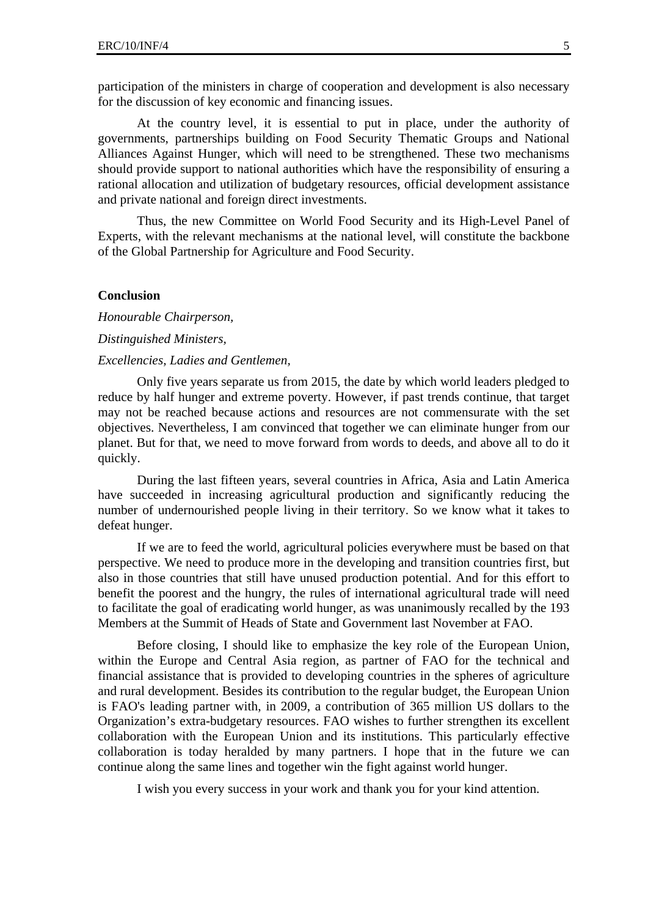participation of the ministers in charge of cooperation and development is also necessary for the discussion of key economic and financing issues.

At the country level, it is essential to put in place, under the authority of governments, partnerships building on Food Security Thematic Groups and National Alliances Against Hunger, which will need to be strengthened. These two mechanisms should provide support to national authorities which have the responsibility of ensuring a rational allocation and utilization of budgetary resources, official development assistance and private national and foreign direct investments.

Thus, the new Committee on World Food Security and its High-Level Panel of Experts, with the relevant mechanisms at the national level, will constitute the backbone of the Global Partnership for Agriculture and Food Security.

**Conclusion**

*Honourable Chairperson,*

*Distinguished Ministers,*

*Excellencies, Ladies and Gentlemen,*

Only five years separate us from 2015, the date by which world leaders pledged to reduce by half hunger and extreme poverty. However, if past trends continue, that target may not be reached because actions and resources are not commensurate with the set objectives. Nevertheless, I am convinced that together we can eliminate hunger from our planet. But for that, we need to move forward from words to deeds, and above all to do it quickly.

During the last fifteen years, several countries in Africa, Asia and Latin America have succeeded in increasing agricultural production and significantly reducing the number of undernourished people living in their territory. So we know what it takes to defeat hunger.

If we are to feed the world, agricultural policies everywhere must be based on that perspective. We need to produce more in the developing and transition countries first, but also in those countries that still have unused production potential. And for this effort to benefit the poorest and the hungry, the rules of international agricultural trade will need to facilitate the goal of eradicating world hunger, as was unanimously recalled by the 193 Members at the Summit of Heads of State and Government last November at FAO.

Before closing, I should like to emphasize the key role of the European Union, within the Europe and Central Asia region, as partner of FAO for the technical and financial assistance that is provided to developing countries in the spheres of agriculture and rural development. Besides its contribution to the regular budget, the European Union is FAO's leading partner with, in 2009, a contribution of 365 million US dollars to the Organization's extra-budgetary resources. FAO wishes to further strengthen its excellent collaboration with the European Union and its institutions. This particularly effective collaboration is today heralded by many partners. I hope that in the future we can continue along the same lines and together win the fight against world hunger.

I wish you every success in your work and thank you for your kind attention.